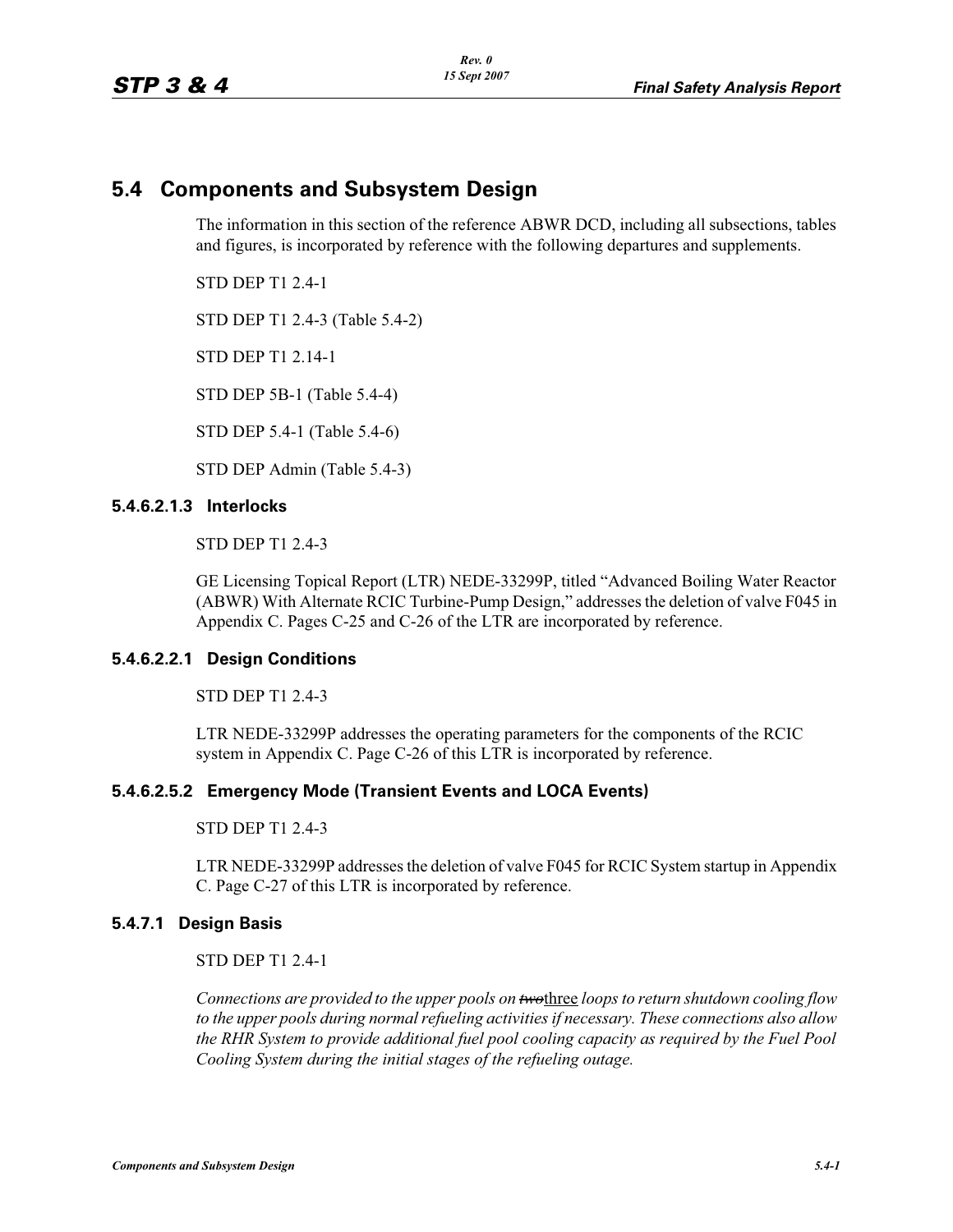## 5.4 Components and Subsystem Design

The information in this section of the reference ABWR DCD, including all subsections, tables and figures, is incorporated by reference with the following departures and supplements.

STD DEP T1 2.4-1

STD DEP T1 2.4-3 (Table 5.4-2)

STD DEP T1 2.14-1

STD DEP 5B-1 (Table 5.4-4)

STD DEP 5.4-1 (Table 5.4-6)

STD DEP Admin (Table 5.4-3)

#### 5.4.6.2.1.3 Interlocks

STD DEP T1 2.4-3

GE Licensing Topical Report (LTR) NEDE-33299P, titled "Advanced Boiling Water Reactor (ABWR) With Alternate RCIC Turbine-Pump Design," addresses the deletion of valve F045 in Appendix C. Pages C-25 and C-26 of the LTR are incorporated by reference.

#### 5.4.6.2.2.1 Design Conditions

STD DEP T1 2.4-3

LTR NEDE-33299P addresses the operating parameters for the components of the RCIC system in Appendix C. Page C-26 of this LTR is incorporated by reference.

#### 5.4.6.2.5.2 Emergency Mode (Transient Events and LOCA Events)

STD DEP T1 2.4-3

LTR NEDE-33299P addresses the deletion of valve F045 for RCIC System startup in Appendix C. Page C-27 of this LTR is incorporated by reference.

#### 5.4.7.1 Design Basis

STD DEP T1 2.4-1

*Connections are provided to the upper pools on* ~~*two*~~three *loops to return shutdown cooling flow to the upper pools during normal refueling activities if necessary. These connections also allow the RHR System to provide additional fuel pool cooling capacity as required by the Fuel Pool Cooling System during the initial stages of the refueling outage.*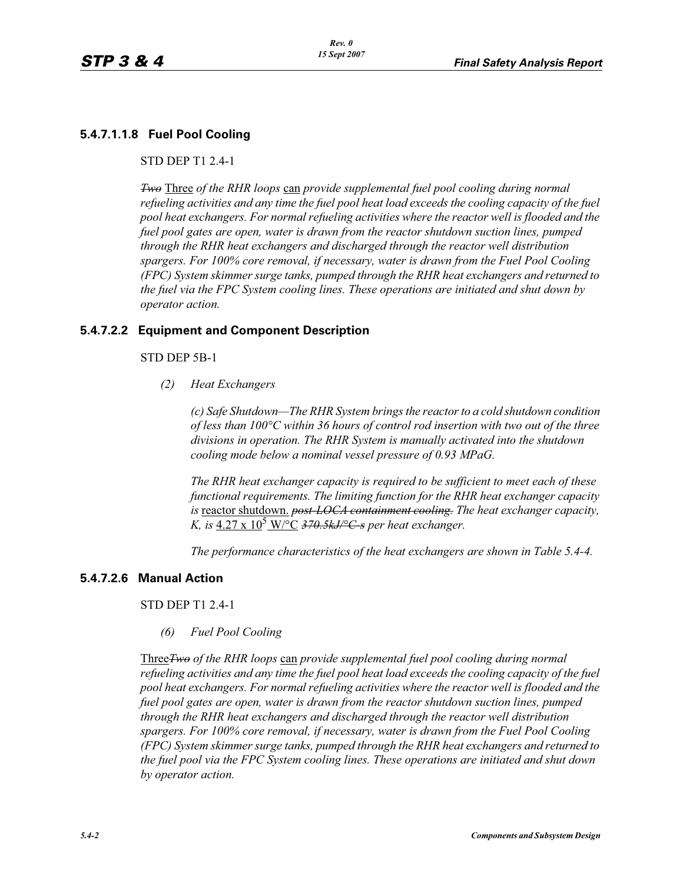### 5.4.7.1.1.8 Fuel Pool Cooling

STD DEP T1 2.4-1

*~~Two~~* <u>Three</u> *of the RHR loops* <u>can</u> *provide supplemental fuel pool cooling during normal refueling activities and any time the fuel pool heat load exceeds the cooling capacity of the fuel pool heat exchangers. For normal refueling activities where the reactor well is flooded and the fuel pool gates are open, water is drawn from the reactor shutdown suction lines, pumped through the RHR heat exchangers and discharged through the reactor well distribution spargers. For 100% core removal, if necessary, water is drawn from the Fuel Pool Cooling (FPC) System skimmer surge tanks, pumped through the RHR heat exchangers and returned to the fuel via the FPC System cooling lines. These operations are initiated and shut down by operator action.*

### 5.4.7.2.2 Equipment and Component Description

STD DEP 5B-1

*(2) Heat Exchangers*

*(c) Safe Shutdown—The RHR System brings the reactor to a cold shutdown condition of less than 100°C within 36 hours of control rod insertion with two out of the three divisions in operation. The RHR System is manually activated into the shutdown cooling mode below a nominal vessel pressure of 0.93 MPaG.*

*The RHR heat exchanger capacity is required to be sufficient to meet each of these functional requirements. The limiting function for the RHR heat exchanger capacity is* <u>reactor shutdown.</u> *~~post-LOCA containment cooling.~~ The heat exchanger capacity, K, is* <u>$4.27 \times 10^5$ W/°C</u> *~~370.5kJ/°C-s~~ per heat exchanger.*

*The performance characteristics of the heat exchangers are shown in Table 5.4-4.*

### 5.4.7.2.6 Manual Action

STD DEP T1 2.4-1

*(6) Fuel Pool Cooling*

<u>Three</u>*~~Two~~ of the RHR loops* <u>can</u> *provide supplemental fuel pool cooling during normal refueling activities and any time the fuel pool heat load exceeds the cooling capacity of the fuel pool heat exchangers. For normal refueling activities where the reactor well is flooded and the fuel pool gates are open, water is drawn from the reactor shutdown suction lines, pumped through the RHR heat exchangers and discharged through the reactor well distribution spargers. For 100% core removal, if necessary, water is drawn from the Fuel Pool Cooling (FPC) System skimmer surge tanks, pumped through the RHR heat exchangers and returned to the fuel pool via the FPC System cooling lines. These operations are initiated and shut down by operator action.*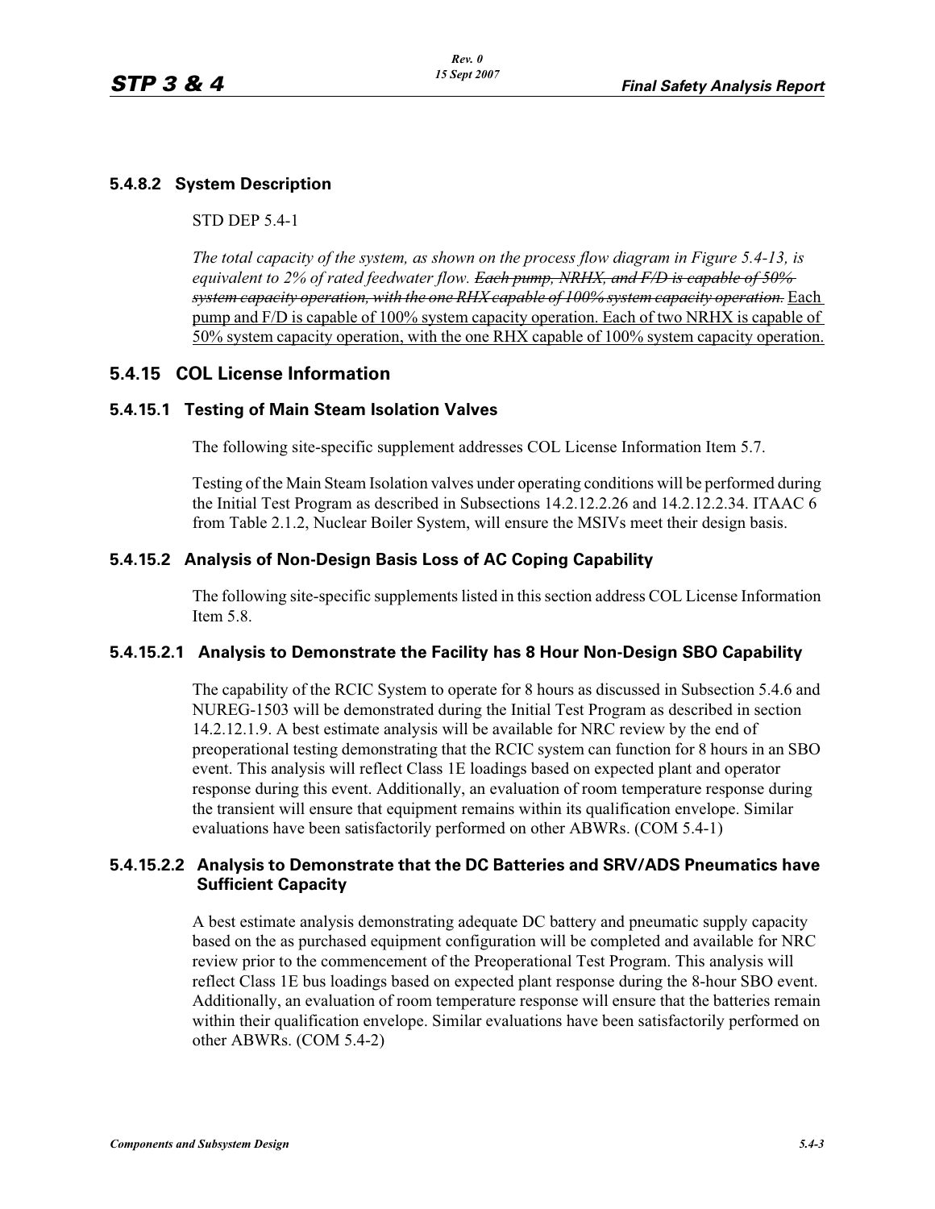### 5.4.8.2 System Description

STD DEP 5.4-1

*The total capacity of the system, as shown on the process flow diagram in Figure 5.4-13, is equivalent to 2% of rated feedwater flow. ~~Each pump, NRHX, and F/D is capable of 50% system capacity operation, with the one RHX capable of 100% system capacity operation.~~* <u>Each pump and F/D is capable of 100% system capacity operation. Each of two NRHX is capable of 50% system capacity operation, with the one RHX capable of 100% system capacity operation.</u>

## 5.4.15 COL License Information

### 5.4.15.1 Testing of Main Steam Isolation Valves

The following site-specific supplement addresses COL License Information Item 5.7.

Testing of the Main Steam Isolation valves under operating conditions will be performed during the Initial Test Program as described in Subsections 14.2.12.2.26 and 14.2.12.2.34. ITAAC 6 from Table 2.1.2, Nuclear Boiler System, will ensure the MSIVs meet their design basis.

### 5.4.15.2 Analysis of Non-Design Basis Loss of AC Coping Capability

The following site-specific supplements listed in this section address COL License Information Item 5.8.

#### 5.4.15.2.1 Analysis to Demonstrate the Facility has 8 Hour Non-Design SBO Capability

The capability of the RCIC System to operate for 8 hours as discussed in Subsection 5.4.6 and NUREG-1503 will be demonstrated during the Initial Test Program as described in section 14.2.12.1.9. A best estimate analysis will be available for NRC review by the end of preoperational testing demonstrating that the RCIC system can function for 8 hours in an SBO event. This analysis will reflect Class 1E loadings based on expected plant and operator response during this event. Additionally, an evaluation of room temperature response during the transient will ensure that equipment remains within its qualification envelope. Similar evaluations have been satisfactorily performed on other ABWRs. (COM 5.4-1)

#### 5.4.15.2.2 Analysis to Demonstrate that the DC Batteries and SRV/ADS Pneumatics have Sufficient Capacity

A best estimate analysis demonstrating adequate DC battery and pneumatic supply capacity based on the as purchased equipment configuration will be completed and available for NRC review prior to the commencement of the Preoperational Test Program. This analysis will reflect Class 1E bus loadings based on expected plant response during the 8-hour SBO event. Additionally, an evaluation of room temperature response will ensure that the batteries remain within their qualification envelope. Similar evaluations have been satisfactorily performed on other ABWRs. (COM 5.4-2)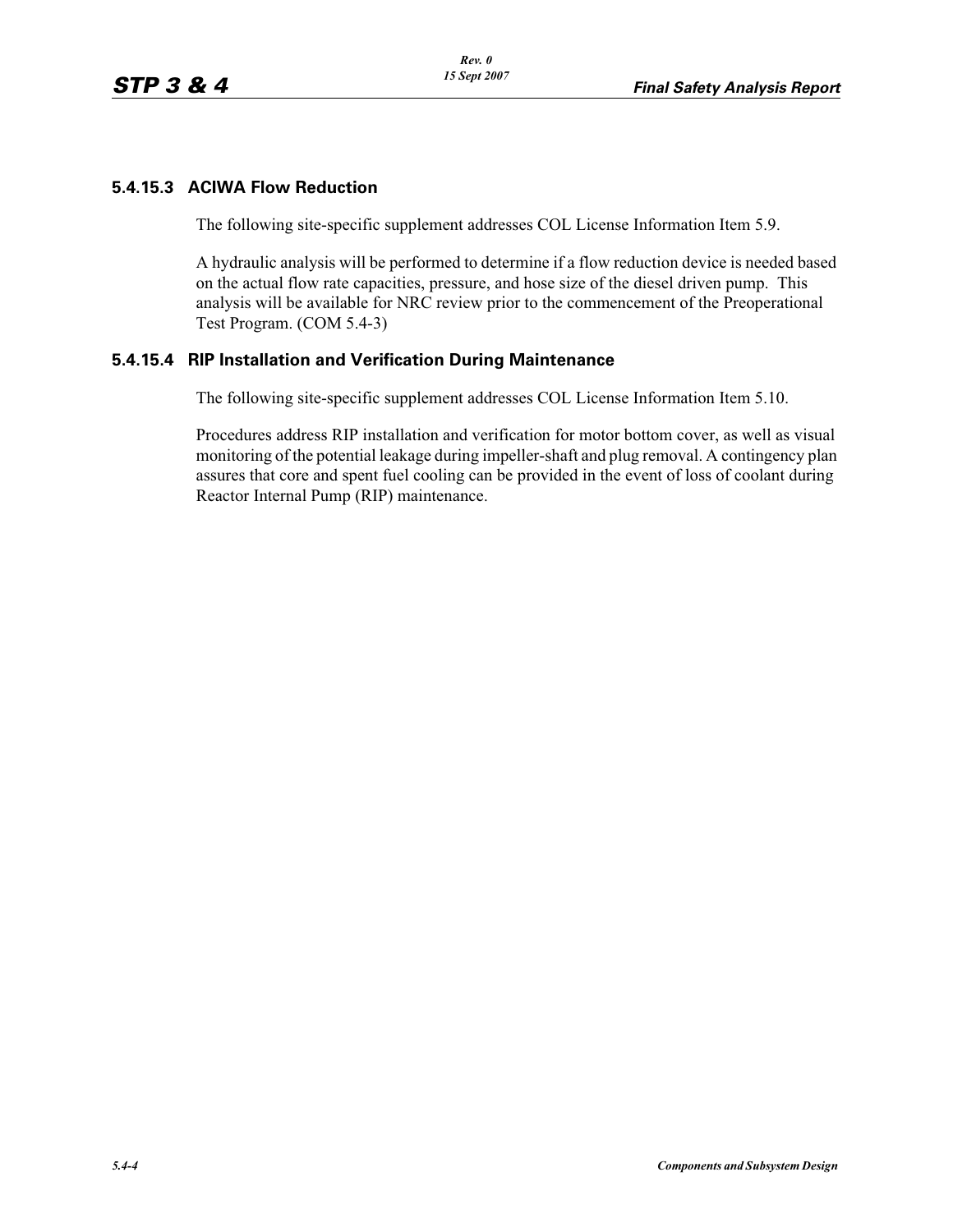### 5.4.15.3 ACIWA Flow Reduction

The following site-specific supplement addresses COL License Information Item 5.9.

A hydraulic analysis will be performed to determine if a flow reduction device is needed based on the actual flow rate capacities, pressure, and hose size of the diesel driven pump. This analysis will be available for NRC review prior to the commencement of the Preoperational Test Program. (COM 5.4-3)

### 5.4.15.4 RIP Installation and Verification During Maintenance

The following site-specific supplement addresses COL License Information Item 5.10.

Procedures address RIP installation and verification for motor bottom cover, as well as visual monitoring of the potential leakage during impeller-shaft and plug removal. A contingency plan assures that core and spent fuel cooling can be provided in the event of loss of coolant during Reactor Internal Pump (RIP) maintenance.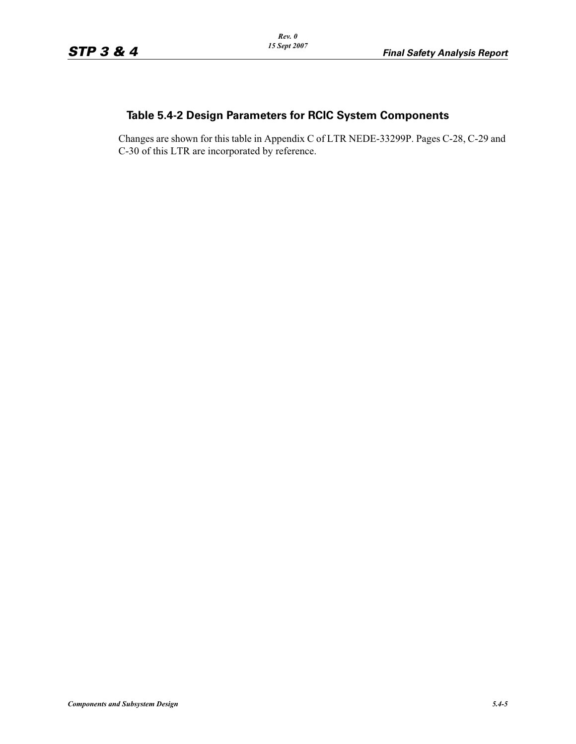## Table 5.4-2 Design Parameters for RCIC System Components

Changes are shown for this table in Appendix C of LTR NEDE-33299P. Pages C-28, C-29 and C-30 of this LTR are incorporated by reference.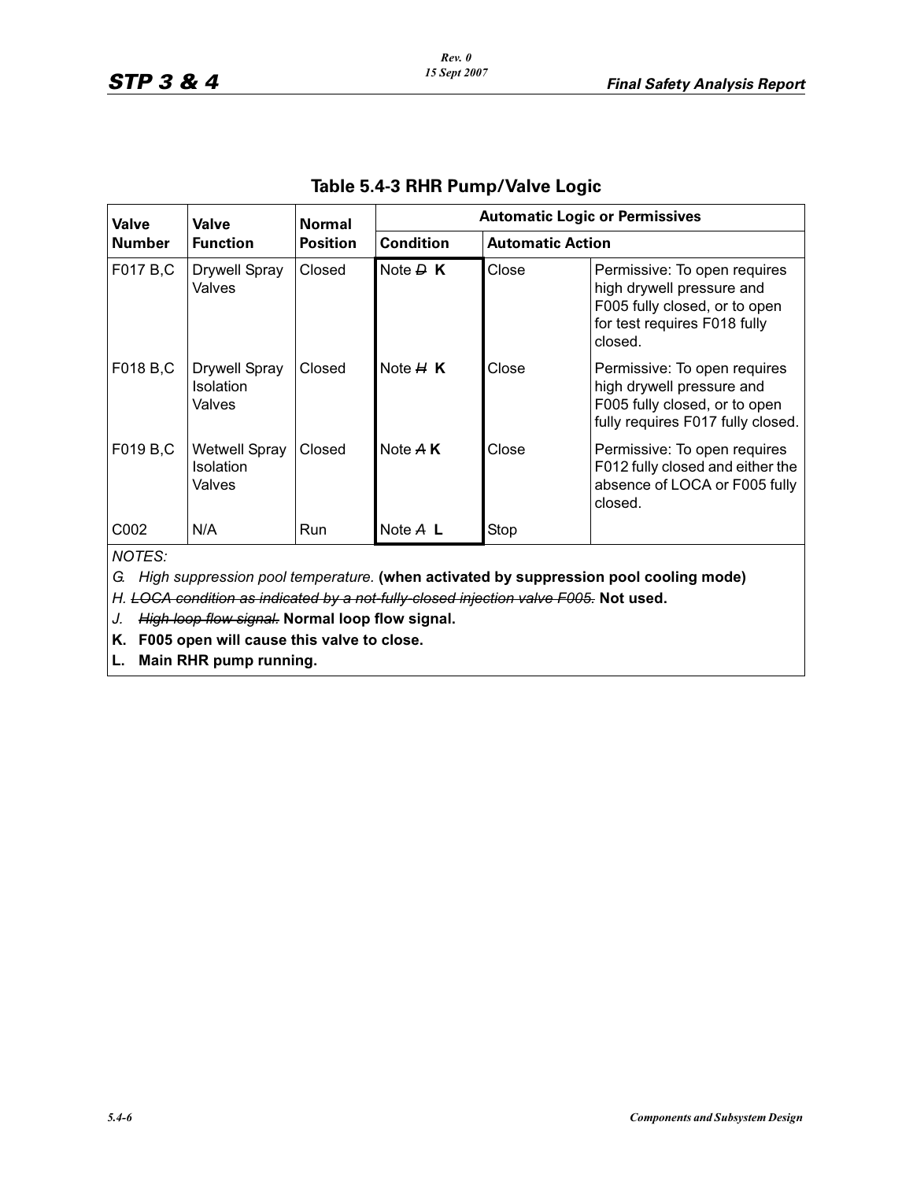## Table 5.4-3 RHR Pump/Valve Logic

| Valve Number | Valve Function | Normal Position | Automatic Logic or Permissives | | |
|---|---|---|---|---|---|
| | | | Condition | Automatic Action | |
| F017 B,C | Drywell Spray Valves | Closed | Note ~~D~~ **K** | Close | Permissive: To open requires high drywell pressure and F005 fully closed, or to open for test requires F018 fully closed. |
| F018 B,C | Drywell Spray Isolation Valves | Closed | Note ~~H~~ **K** | Close | Permissive: To open requires high drywell pressure and F005 fully closed, or to open fully requires F017 fully closed. |
| F019 B,C | Wetwell Spray Isolation Valves | Closed | Note ~~A~~ **K** | Close | Permissive: To open requires F012 fully closed and either the absence of LOCA or F005 fully closed. |
| C002 | N/A | Run | Note ~~A~~ **L** | Stop | |

*NOTES:*

*G. High suppression pool temperature.* **(when activated by suppression pool cooling mode)**

*H. ~~LOCA condition as indicated by a not-fully-closed injection valve F005.~~* **Not used.**

*J. ~~High loop flow signal.~~* **Normal loop flow signal.**

**K. F005 open will cause this valve to close.**

**L. Main RHR pump running.**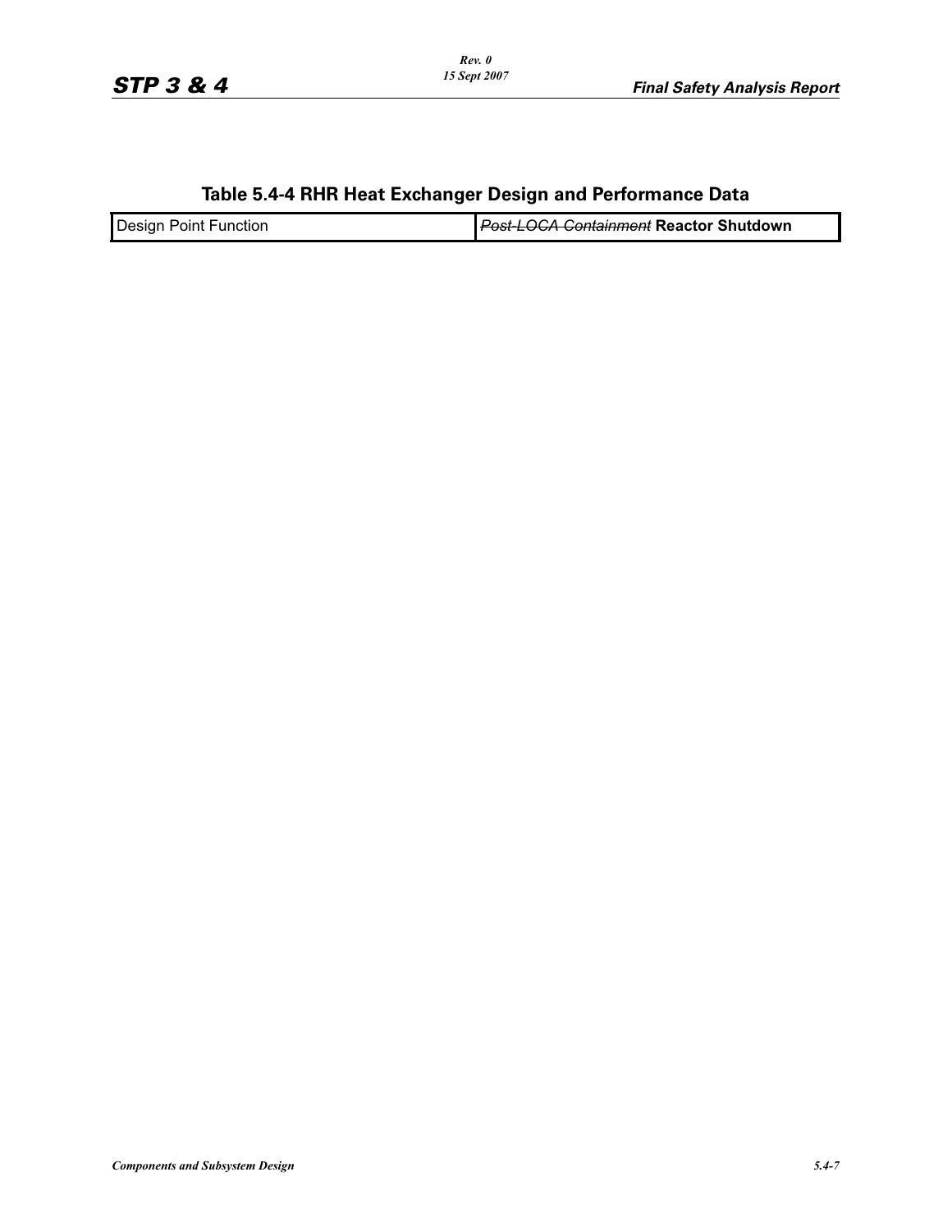## Table 5.4-4 RHR Heat Exchanger Design and Performance Data

| Design Point Function | ~~*Post-LOCA Containment*~~ **Reactor Shutdown** |
|---|---|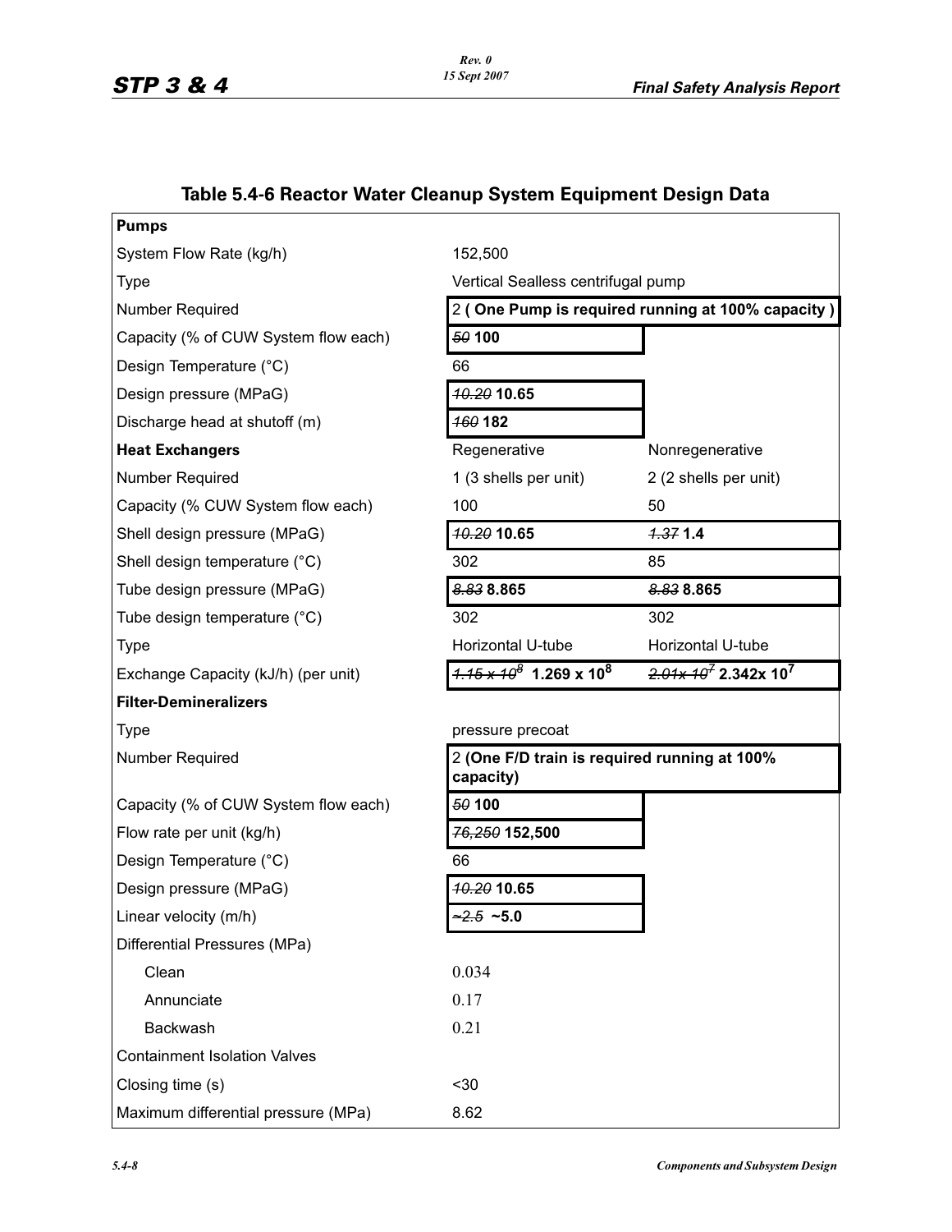## Table 5.4-6 Reactor Water Cleanup System Equipment Design Data

| **Pumps** | | |
|---|---|---|
| System Flow Rate (kg/h) | 152,500 | |
| Type | Vertical Sealless centrifugal pump | |
| Number Required | 2 **( One Pump is required running at 100% capacity )** | |
| Capacity (% of CUW System flow each) | ~~50~~ **100** | |
| Design Temperature (°C) | 66 | |
| Design pressure (MPaG) | ~~10.20~~ **10.65** | |
| Discharge head at shutoff (m) | ~~160~~ **182** | |
| **Heat Exchangers** | Regenerative | Nonregenerative |
| Number Required | 1 (3 shells per unit) | 2 (2 shells per unit) |
| Capacity (% CUW System flow each) | 100 | 50 |
| Shell design pressure (MPaG) | ~~10.20~~ **10.65** | ~~1.37~~ **1.4** |
| Shell design temperature (°C) | 302 | 85 |
| Tube design pressure (MPaG) | ~~8.83~~ **8.865** | ~~8.83~~ **8.865** |
| Tube design temperature (°C) | 302 | 302 |
| Type | Horizontal U-tube | Horizontal U-tube |
| Exchange Capacity (kJ/h) (per unit) | ~~$1.15 \times 10^8$~~ **$1.269 \times 10^8$** | ~~$2.01 \times 10^7$~~ **$2.342 \times 10^7$** |
| **Filter-Demineralizers** | | |
| Type | pressure precoat | |
| Number Required | 2 **(One F/D train is required running at 100% capacity)** | |
| Capacity (% of CUW System flow each) | ~~50~~ **100** | |
| Flow rate per unit (kg/h) | ~~76,250~~ **152,500** | |
| Design Temperature (°C) | 66 | |
| Design pressure (MPaG) | ~~10.20~~ **10.65** | |
| Linear velocity (m/h) | ~~~2.5~~ **~5.0** | |
| Differential Pressures (MPa) | | |
| Clean | 0.034 | |
| Annunciate | 0.17 | |
| Backwash | 0.21 | |
| Containment Isolation Valves | | |
| Closing time (s) | <30 | |
| Maximum differential pressure (MPa) | 8.62 | |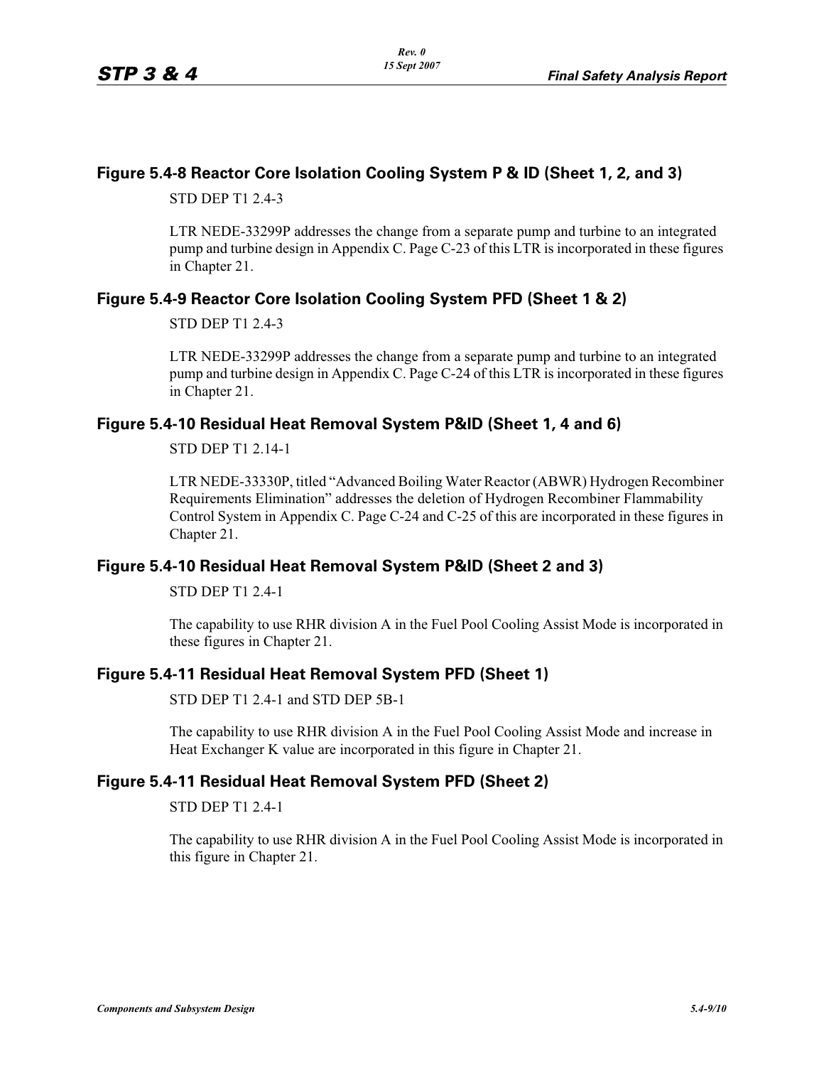## Figure 5.4-8 Reactor Core Isolation Cooling System P & ID (Sheet 1, 2, and 3)

STD DEP T1 2.4-3

LTR NEDE-33299P addresses the change from a separate pump and turbine to an integrated pump and turbine design in Appendix C. Page C-23 of this LTR is incorporated in these figures in Chapter 21.

## Figure 5.4-9 Reactor Core Isolation Cooling System PFD (Sheet 1 & 2)

STD DEP T1 2.4-3

LTR NEDE-33299P addresses the change from a separate pump and turbine to an integrated pump and turbine design in Appendix C. Page C-24 of this LTR is incorporated in these figures in Chapter 21.

## Figure 5.4-10 Residual Heat Removal System P&ID (Sheet 1, 4 and 6)

STD DEP T1 2.14-1

LTR NEDE-33330P, titled "Advanced Boiling Water Reactor (ABWR) Hydrogen Recombiner Requirements Elimination" addresses the deletion of Hydrogen Recombiner Flammability Control System in Appendix C. Page C-24 and C-25 of this are incorporated in these figures in Chapter 21.

## Figure 5.4-10 Residual Heat Removal System P&ID (Sheet 2 and 3)

STD DEP T1 2.4-1

The capability to use RHR division A in the Fuel Pool Cooling Assist Mode is incorporated in these figures in Chapter 21.

## Figure 5.4-11 Residual Heat Removal System PFD (Sheet 1)

STD DEP T1 2.4-1 and STD DEP 5B-1

The capability to use RHR division A in the Fuel Pool Cooling Assist Mode and increase in Heat Exchanger K value are incorporated in this figure in Chapter 21.

## Figure 5.4-11 Residual Heat Removal System PFD (Sheet 2)

STD DEP T1 2.4-1

The capability to use RHR division A in the Fuel Pool Cooling Assist Mode is incorporated in this figure in Chapter 21.